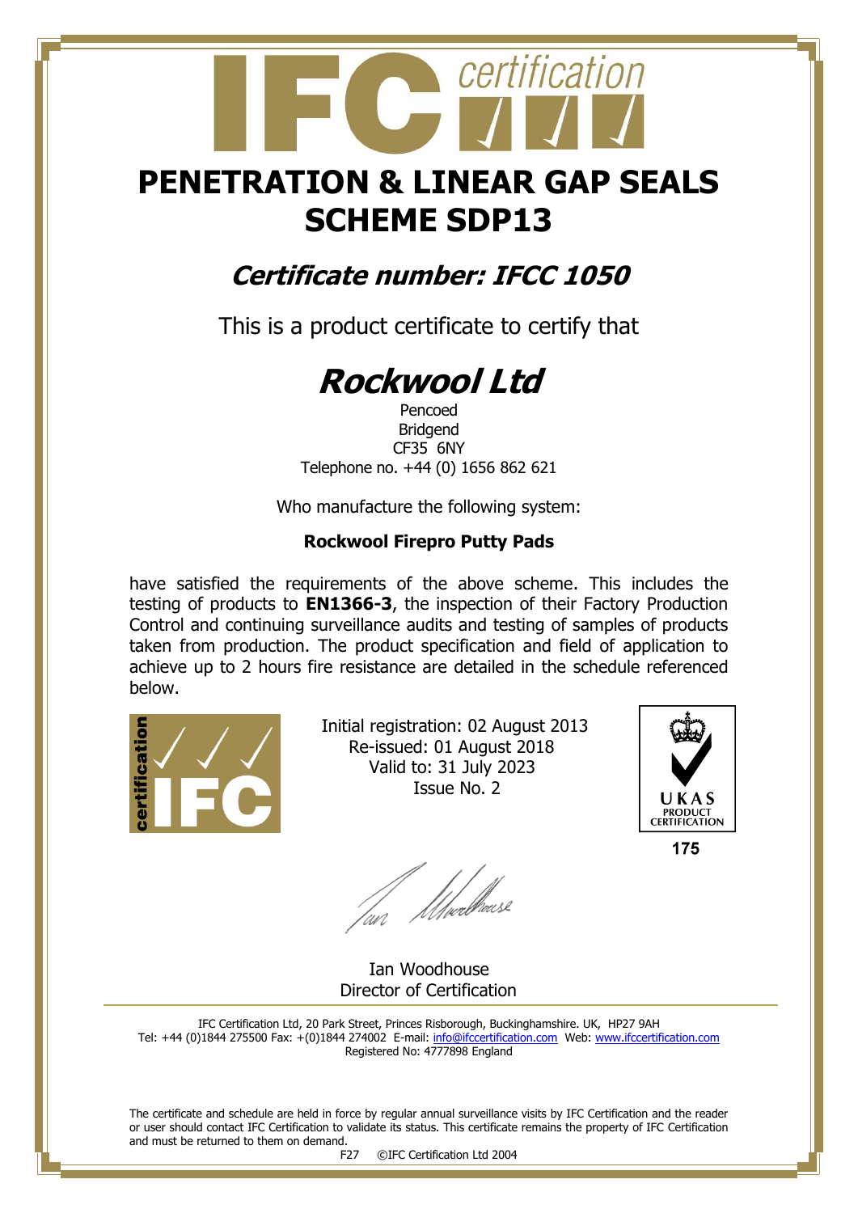# PENETRATION & LINEAR GAP SEALS SCHEME SDP13

## *Certificate number: IFCC 1050*

This is a product certificate to certify that

# *Rockwool Ltd*

Pencoed
Bridgend
CF35 6NY
Telephone no. +44 (0) 1656 862 621

Who manufacture the following system:

**Rockwool Firepro Putty Pads**

have satisfied the requirements of the above scheme. This includes the testing of products to **EN1366-3**, the inspection of their Factory Production Control and continuing surveillance audits and testing of samples of products taken from production. The product specification and field of application to achieve up to 2 hours fire resistance are detailed in the schedule referenced below.

Initial registration: 02 August 2013
Re-issued: 01 August 2018
Valid to: 31 July 2023
Issue No. 2

UKAS PRODUCT CERTIFICATION
175

Ian Woodhouse
Director of Certification

IFC Certification Ltd, 20 Park Street, Princes Risborough, Buckinghamshire. UK, HP27 9AH
Tel: +44 (0)1844 275500 Fax: +(0)1844 274002 E-mail: info@ifccertification.com Web: www.ifccertification.com
Registered No: 4777898 England

The certificate and schedule are held in force by regular annual surveillance visits by IFC Certification and the reader or user should contact IFC Certification to validate its status. This certificate remains the property of IFC Certification and must be returned to them on demand.

F27 ©IFC Certification Ltd 2004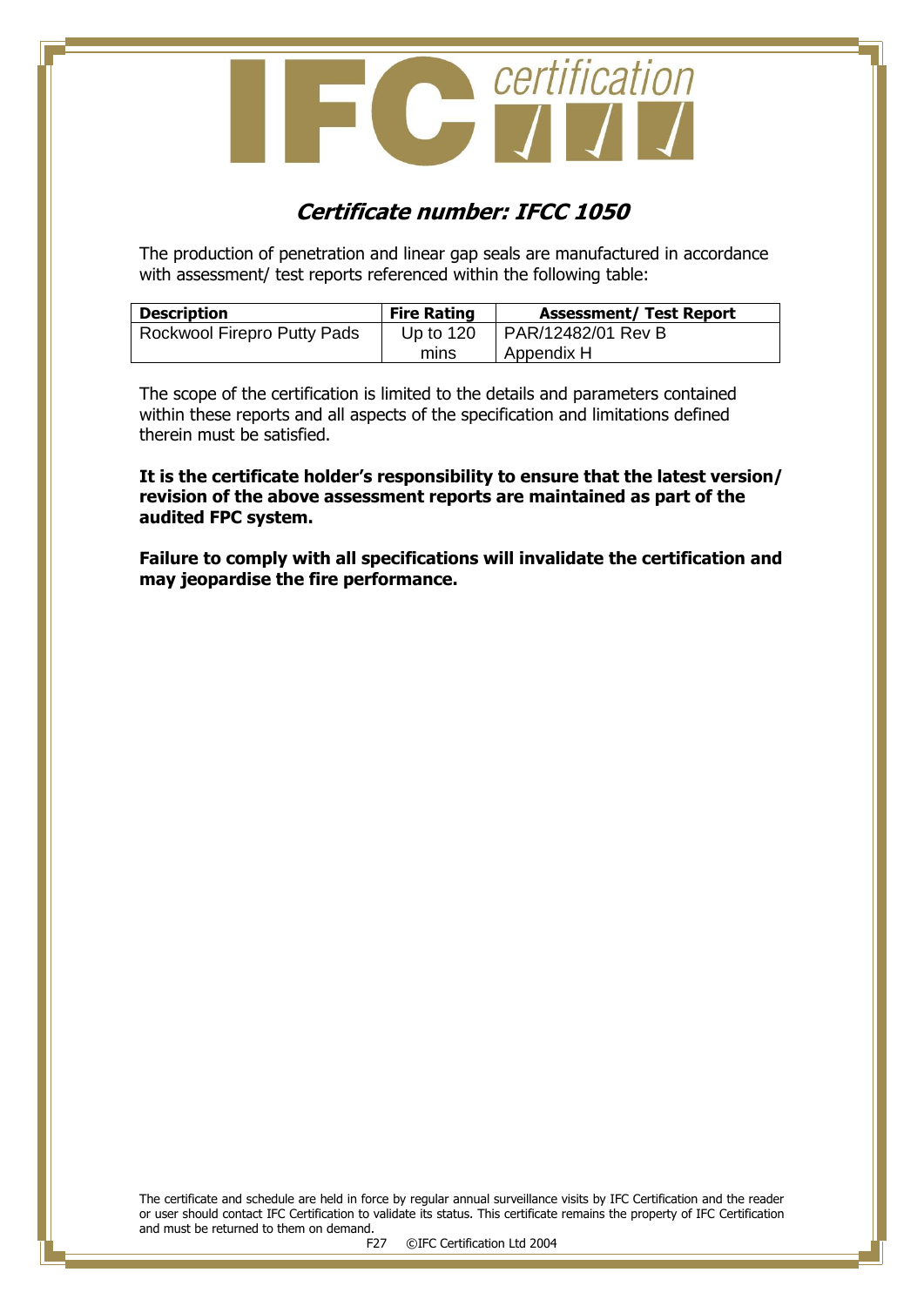## *Certificate number: IFCC 1050*

The production of penetration and linear gap seals are manufactured in accordance with assessment/ test reports referenced within the following table:

| Description | Fire Rating | Assessment/ Test Report |
|---|---|---|
| Rockwool Firepro Putty Pads | Up to 120 mins | PAR/12482/01 Rev B Appendix H |

The scope of the certification is limited to the details and parameters contained within these reports and all aspects of the specification and limitations defined therein must be satisfied.

**It is the certificate holder's responsibility to ensure that the latest version/ revision of the above assessment reports are maintained as part of the audited FPC system.**

**Failure to comply with all specifications will invalidate the certification and may jeopardise the fire performance.**

The certificate and schedule are held in force by regular annual surveillance visits by IFC Certification and the reader or user should contact IFC Certification to validate its status. This certificate remains the property of IFC Certification and must be returned to them on demand.

F27 ©IFC Certification Ltd 2004